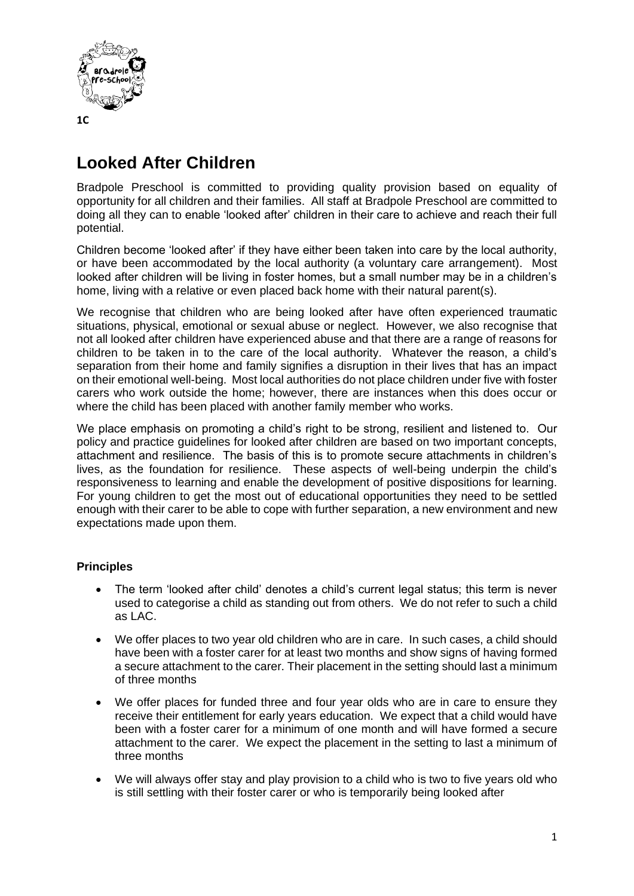1C

# Looked After Children

Bradpole Preschool is committed to providing quality provision based on equality of opportunity for all children and their families. All staff at Bradpole Preschool are committed to doing all they can to enable 'looked after' children in their care to achieve and reach their full potential.

Children become 'looked after' if they have either been taken into care by the local authority, or have been accommodated by the local authority (a voluntary care arrangement). Most looked after children will be living in foster homes, but a small number may be in a children's home, living with a relative or even placed back home with their natural parent(s).

We recognise that children who are being looked after have often experienced traumatic situations, physical, emotional or sexual abuse or neglect. However, we also recognise that not all looked after children have experienced abuse and that there are a range of reasons for children to be taken in to the care of the local authority. Whatever the reason, a child's separation from their home and family signifies a disruption in their lives that has an impact on their emotional well-being. Most local authorities do not place children under five with foster carers who work outside the home; however, there are instances when this does occur or where the child has been placed with another family member who works.

We place emphasis on promoting a child's right to be strong, resilient and listened to. Our policy and practice guidelines for looked after children are based on two important concepts, attachment and resilience. The basis of this is to promote secure attachments in children's lives, as the foundation for resilience. These aspects of well-being underpin the child's responsiveness to learning and enable the development of positive dispositions for learning. For young children to get the most out of educational opportunities they need to be settled enough with their carer to be able to cope with further separation, a new environment and new expectations made upon them.

### Principles

- The term 'looked after child' denotes a child's current legal status; this term is never used to categorise a child as standing out from others. We do not refer to such a child as LAC.
- We offer places to two year old children who are in care. In such cases, a child should have been with a foster carer for at least two months and show signs of having formed a secure attachment to the carer. Their placement in the setting should last a minimum of three months
- We offer places for funded three and four year olds who are in care to ensure they receive their entitlement for early years education. We expect that a child would have been with a foster carer for a minimum of one month and will have formed a secure attachment to the carer. We expect the placement in the setting to last a minimum of three months
- We will always offer stay and play provision to a child who is two to five years old who is still settling with their foster carer or who is temporarily being looked after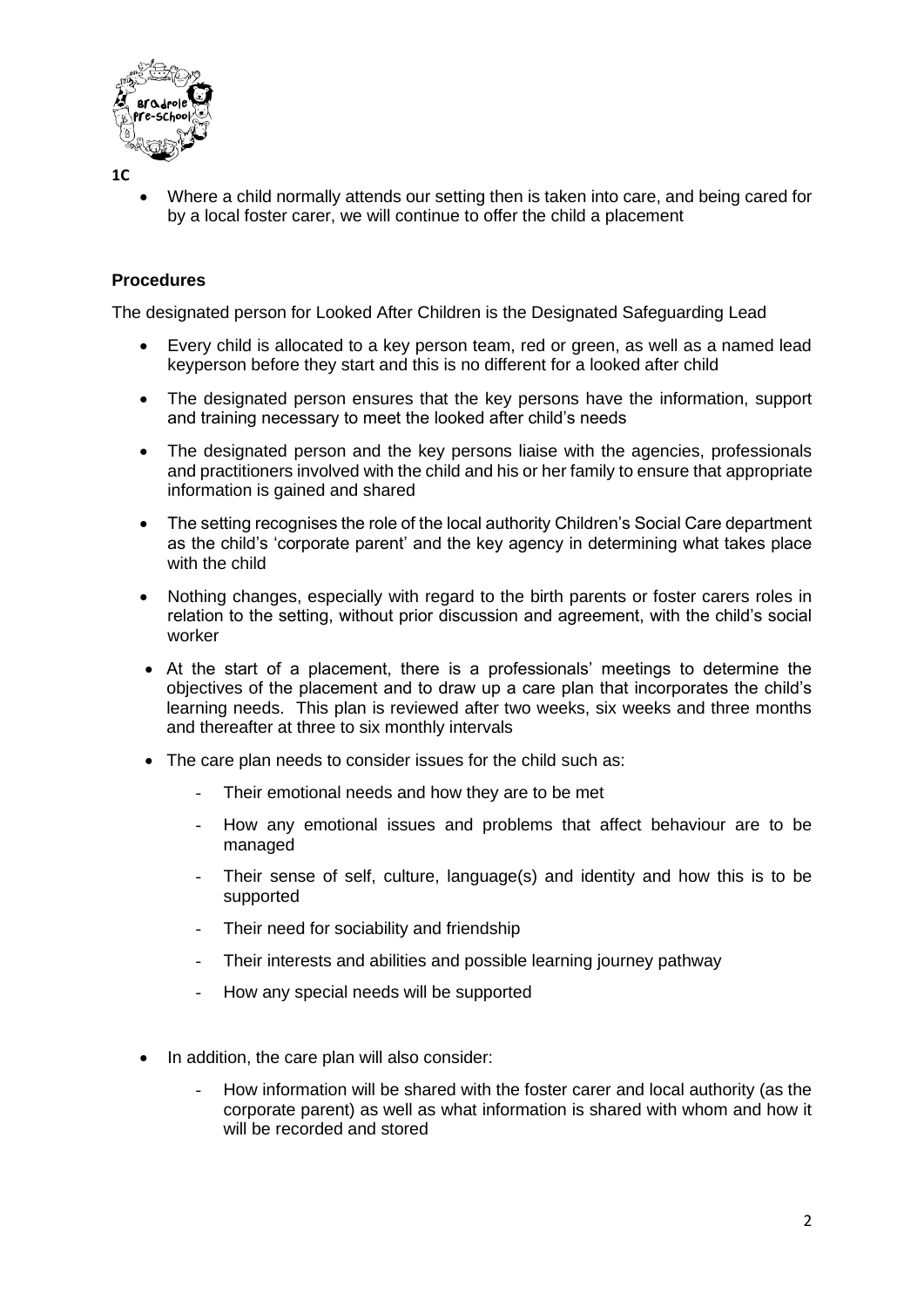- Where a child normally attends our setting then is taken into care, and being cared for by a local foster carer, we will continue to offer the child a placement

**Procedures**

The designated person for Looked After Children is the Designated Safeguarding Lead

- Every child is allocated to a key person team, red or green, as well as a named lead keyperson before they start and this is no different for a looked after child
- The designated person ensures that the key persons have the information, support and training necessary to meet the looked after child's needs
- The designated person and the key persons liaise with the agencies, professionals and practitioners involved with the child and his or her family to ensure that appropriate information is gained and shared
- The setting recognises the role of the local authority Children's Social Care department as the child's 'corporate parent' and the key agency in determining what takes place with the child
- Nothing changes, especially with regard to the birth parents or foster carers roles in relation to the setting, without prior discussion and agreement, with the child's social worker
- At the start of a placement, there is a professionals' meetings to determine the objectives of the placement and to draw up a care plan that incorporates the child's learning needs. This plan is reviewed after two weeks, six weeks and three months and thereafter at three to six monthly intervals
- The care plan needs to consider issues for the child such as:
  - Their emotional needs and how they are to be met
  - How any emotional issues and problems that affect behaviour are to be managed
  - Their sense of self, culture, language(s) and identity and how this is to be supported
  - Their need for sociability and friendship
  - Their interests and abilities and possible learning journey pathway
  - How any special needs will be supported
- In addition, the care plan will also consider:
  - How information will be shared with the foster carer and local authority (as the corporate parent) as well as what information is shared with whom and how it will be recorded and stored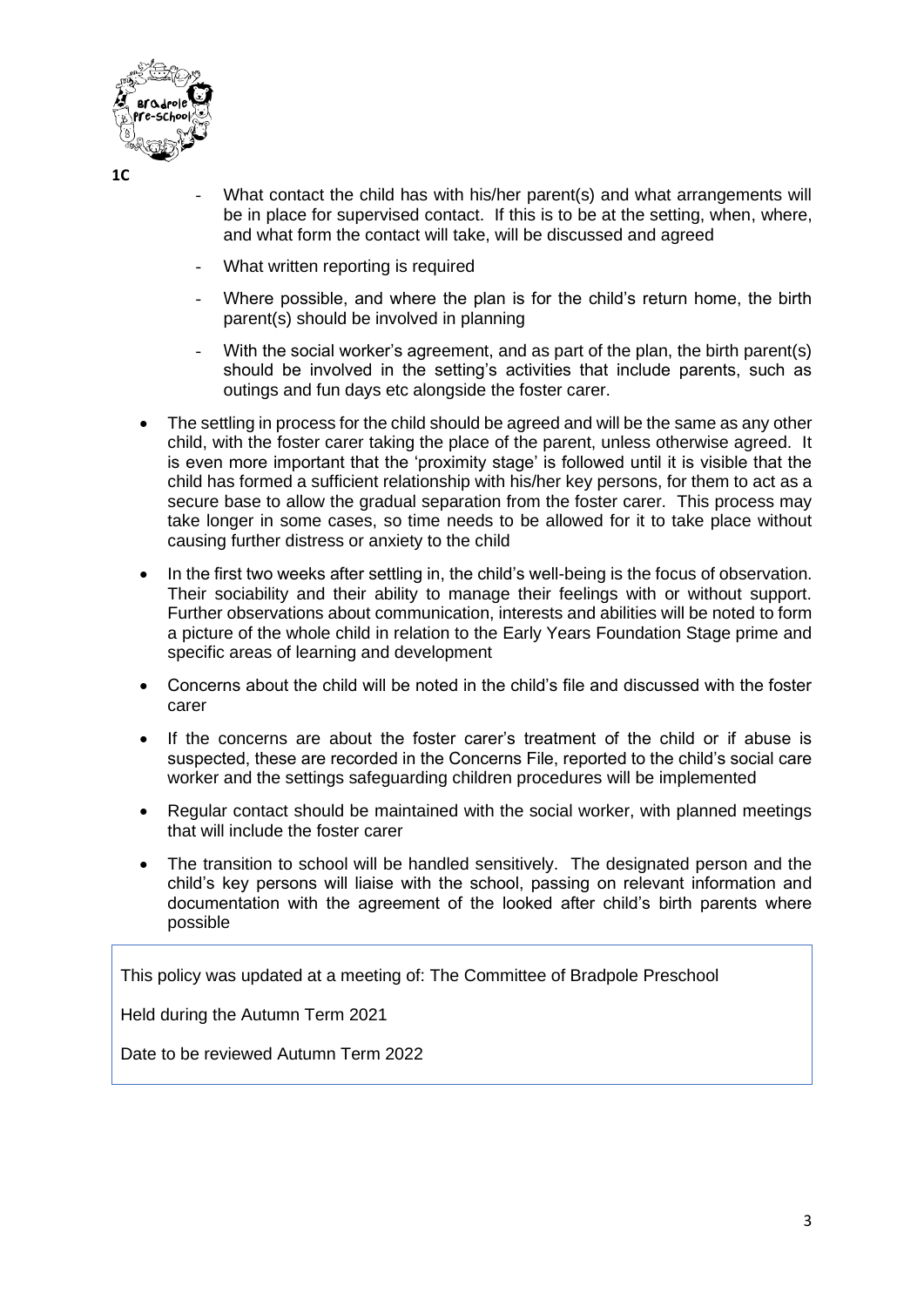1C

- What contact the child has with his/her parent(s) and what arrangements will be in place for supervised contact. If this is to be at the setting, when, where, and what form the contact will take, will be discussed and agreed
- What written reporting is required
- Where possible, and where the plan is for the child's return home, the birth parent(s) should be involved in planning
- With the social worker's agreement, and as part of the plan, the birth parent(s) should be involved in the setting's activities that include parents, such as outings and fun days etc alongside the foster carer.

- The settling in process for the child should be agreed and will be the same as any other child, with the foster carer taking the place of the parent, unless otherwise agreed. It is even more important that the 'proximity stage' is followed until it is visible that the child has formed a sufficient relationship with his/her key persons, for them to act as a secure base to allow the gradual separation from the foster carer. This process may take longer in some cases, so time needs to be allowed for it to take place without causing further distress or anxiety to the child
- In the first two weeks after settling in, the child's well-being is the focus of observation. Their sociability and their ability to manage their feelings with or without support. Further observations about communication, interests and abilities will be noted to form a picture of the whole child in relation to the Early Years Foundation Stage prime and specific areas of learning and development
- Concerns about the child will be noted in the child's file and discussed with the foster carer
- If the concerns are about the foster carer's treatment of the child or if abuse is suspected, these are recorded in the Concerns File, reported to the child's social care worker and the settings safeguarding children procedures will be implemented
- Regular contact should be maintained with the social worker, with planned meetings that will include the foster carer
- The transition to school will be handled sensitively. The designated person and the child's key persons will liaise with the school, passing on relevant information and documentation with the agreement of the looked after child's birth parents where possible

This policy was updated at a meeting of: The Committee of Bradpole Preschool

Held during the Autumn Term 2021

Date to be reviewed Autumn Term 2022